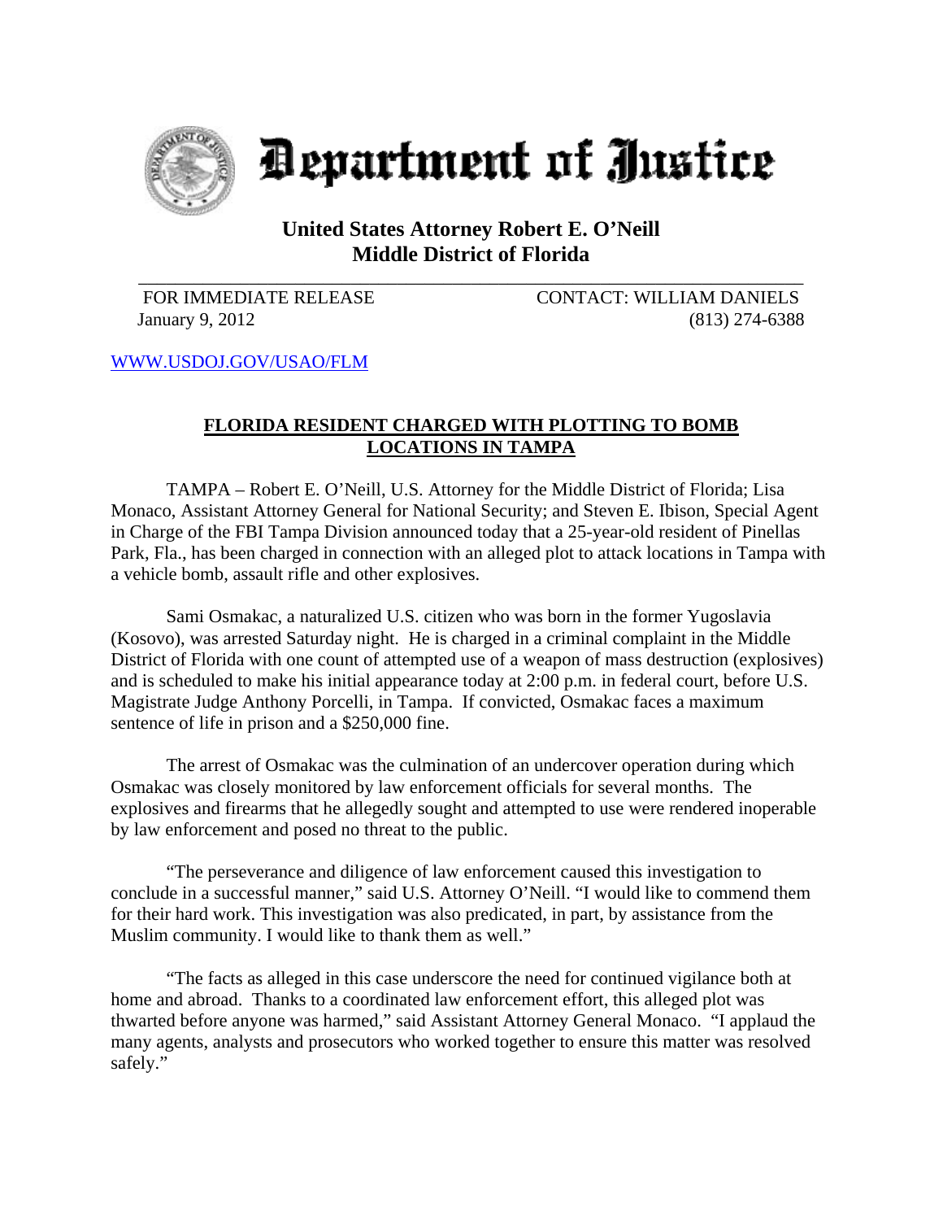# Department of Justice

## United States Attorney Robert E. O'Neill
## Middle District of Florida

FOR IMMEDIATE RELEASE
January 9, 2012

CONTACT: WILLIAM DANIELS
(813) 274-6388

WWW.USDOJ.GOV/USAO/FLM

### FLORIDA RESIDENT CHARGED WITH PLOTTING TO BOMB LOCATIONS IN TAMPA

TAMPA – Robert E. O'Neill, U.S. Attorney for the Middle District of Florida; Lisa Monaco, Assistant Attorney General for National Security; and Steven E. Ibison, Special Agent in Charge of the FBI Tampa Division announced today that a 25-year-old resident of Pinellas Park, Fla., has been charged in connection with an alleged plot to attack locations in Tampa with a vehicle bomb, assault rifle and other explosives.

Sami Osmakac, a naturalized U.S. citizen who was born in the former Yugoslavia (Kosovo), was arrested Saturday night. He is charged in a criminal complaint in the Middle District of Florida with one count of attempted use of a weapon of mass destruction (explosives) and is scheduled to make his initial appearance today at 2:00 p.m. in federal court, before U.S. Magistrate Judge Anthony Porcelli, in Tampa. If convicted, Osmakac faces a maximum sentence of life in prison and a $250,000 fine.

The arrest of Osmakac was the culmination of an undercover operation during which Osmakac was closely monitored by law enforcement officials for several months. The explosives and firearms that he allegedly sought and attempted to use were rendered inoperable by law enforcement and posed no threat to the public.

"The perseverance and diligence of law enforcement caused this investigation to conclude in a successful manner," said U.S. Attorney O'Neill. "I would like to commend them for their hard work. This investigation was also predicated, in part, by assistance from the Muslim community. I would like to thank them as well."

"The facts as alleged in this case underscore the need for continued vigilance both at home and abroad. Thanks to a coordinated law enforcement effort, this alleged plot was thwarted before anyone was harmed," said Assistant Attorney General Monaco. "I applaud the many agents, analysts and prosecutors who worked together to ensure this matter was resolved safely."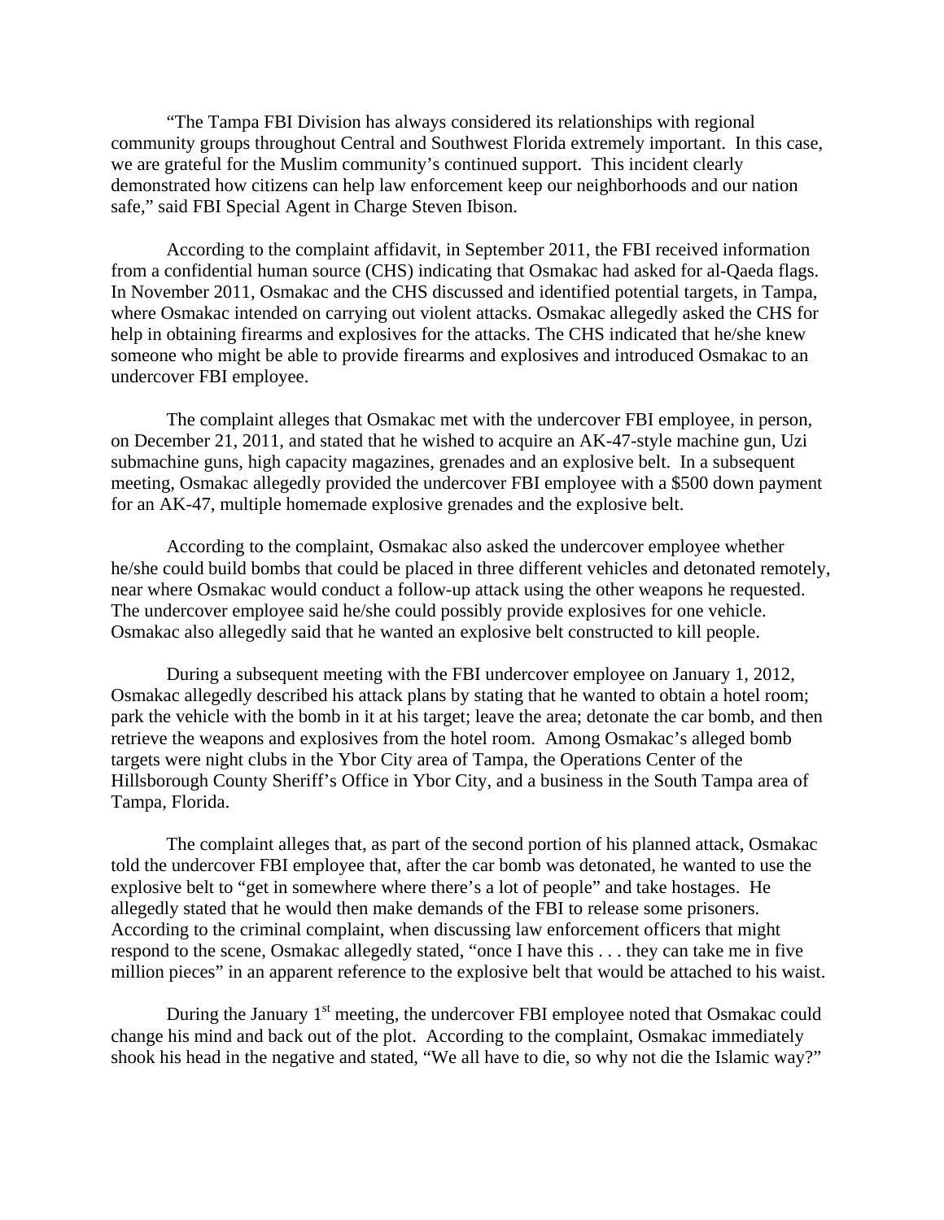"The Tampa FBI Division has always considered its relationships with regional community groups throughout Central and Southwest Florida extremely important. In this case, we are grateful for the Muslim community's continued support. This incident clearly demonstrated how citizens can help law enforcement keep our neighborhoods and our nation safe," said FBI Special Agent in Charge Steven Ibison.

According to the complaint affidavit, in September 2011, the FBI received information from a confidential human source (CHS) indicating that Osmakac had asked for al-Qaeda flags. In November 2011, Osmakac and the CHS discussed and identified potential targets, in Tampa, where Osmakac intended on carrying out violent attacks. Osmakac allegedly asked the CHS for help in obtaining firearms and explosives for the attacks. The CHS indicated that he/she knew someone who might be able to provide firearms and explosives and introduced Osmakac to an undercover FBI employee.

The complaint alleges that Osmakac met with the undercover FBI employee, in person, on December 21, 2011, and stated that he wished to acquire an AK-47-style machine gun, Uzi submachine guns, high capacity magazines, grenades and an explosive belt. In a subsequent meeting, Osmakac allegedly provided the undercover FBI employee with a $500 down payment for an AK-47, multiple homemade explosive grenades and the explosive belt.

According to the complaint, Osmakac also asked the undercover employee whether he/she could build bombs that could be placed in three different vehicles and detonated remotely, near where Osmakac would conduct a follow-up attack using the other weapons he requested. The undercover employee said he/she could possibly provide explosives for one vehicle. Osmakac also allegedly said that he wanted an explosive belt constructed to kill people.

During a subsequent meeting with the FBI undercover employee on January 1, 2012, Osmakac allegedly described his attack plans by stating that he wanted to obtain a hotel room; park the vehicle with the bomb in it at his target; leave the area; detonate the car bomb, and then retrieve the weapons and explosives from the hotel room. Among Osmakac's alleged bomb targets were night clubs in the Ybor City area of Tampa, the Operations Center of the Hillsborough County Sheriff's Office in Ybor City, and a business in the South Tampa area of Tampa, Florida.

The complaint alleges that, as part of the second portion of his planned attack, Osmakac told the undercover FBI employee that, after the car bomb was detonated, he wanted to use the explosive belt to "get in somewhere where there's a lot of people" and take hostages. He allegedly stated that he would then make demands of the FBI to release some prisoners. According to the criminal complaint, when discussing law enforcement officers that might respond to the scene, Osmakac allegedly stated, "once I have this . . . they can take me in five million pieces" in an apparent reference to the explosive belt that would be attached to his waist.

During the January 1st meeting, the undercover FBI employee noted that Osmakac could change his mind and back out of the plot. According to the complaint, Osmakac immediately shook his head in the negative and stated, "We all have to die, so why not die the Islamic way?"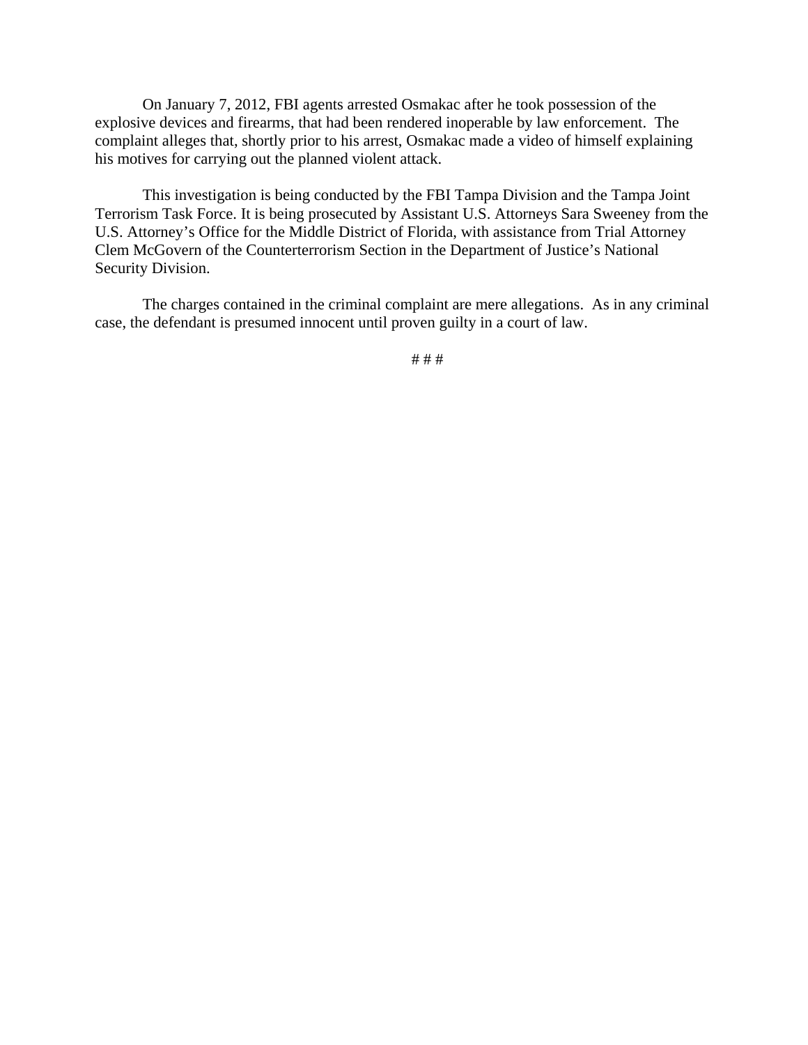On January 7, 2012, FBI agents arrested Osmakac after he took possession of the explosive devices and firearms, that had been rendered inoperable by law enforcement. The complaint alleges that, shortly prior to his arrest, Osmakac made a video of himself explaining his motives for carrying out the planned violent attack.

This investigation is being conducted by the FBI Tampa Division and the Tampa Joint Terrorism Task Force. It is being prosecuted by Assistant U.S. Attorneys Sara Sweeney from the U.S. Attorney's Office for the Middle District of Florida, with assistance from Trial Attorney Clem McGovern of the Counterterrorism Section in the Department of Justice's National Security Division.

The charges contained in the criminal complaint are mere allegations. As in any criminal case, the defendant is presumed innocent until proven guilty in a court of law.

# # #